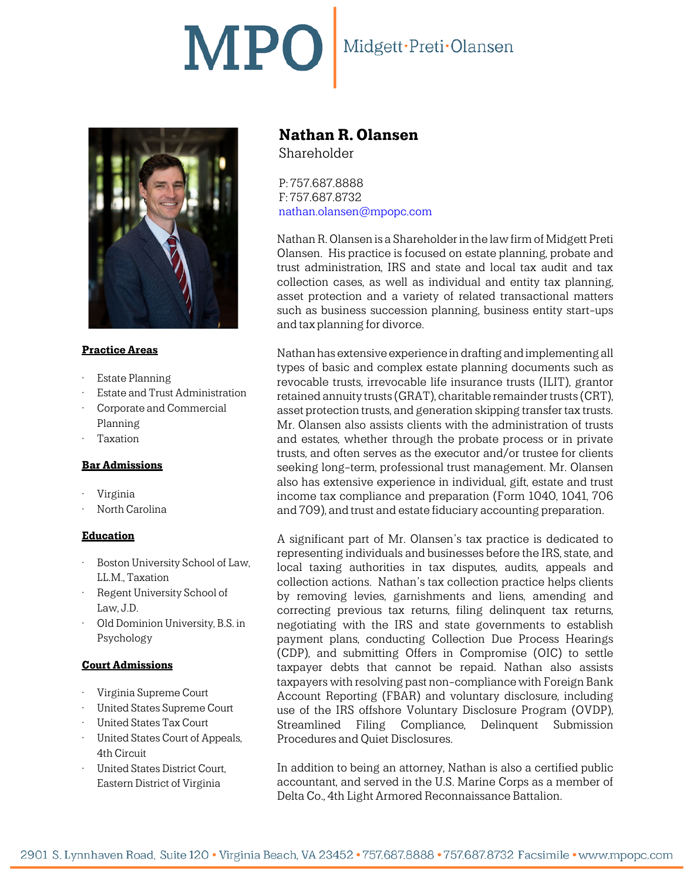# Nathan R. Olansen

Shareholder

P: 757.687.8888
F: 757.687.8732
nathan.olansen@mpopc.com

Nathan R. Olansen is a Shareholder in the law firm of Midgett Preti Olansen. His practice is focused on estate planning, probate and trust administration, IRS and state and local tax audit and tax collection cases, as well as individual and entity tax planning, asset protection and a variety of related transactional matters such as business succession planning, business entity start-ups and tax planning for divorce.

Nathan has extensive experience in drafting and implementing all types of basic and complex estate planning documents such as revocable trusts, irrevocable life insurance trusts (ILIT), grantor retained annuity trusts (GRAT), charitable remainder trusts (CRT), asset protection trusts, and generation skipping transfer tax trusts. Mr. Olansen also assists clients with the administration of trusts and estates, whether through the probate process or in private trusts, and often serves as the executor and/or trustee for clients seeking long-term, professional trust management. Mr. Olansen also has extensive experience in individual, gift, estate and trust income tax compliance and preparation (Form 1040, 1041, 706 and 709), and trust and estate fiduciary accounting preparation.

A significant part of Mr. Olansen's tax practice is dedicated to representing individuals and businesses before the IRS, state, and local taxing authorities in tax disputes, audits, appeals and collection actions. Nathan's tax collection practice helps clients by removing levies, garnishments and liens, amending and correcting previous tax returns, filing delinquent tax returns, negotiating with the IRS and state governments to establish payment plans, conducting Collection Due Process Hearings (CDP), and submitting Offers in Compromise (OIC) to settle taxpayer debts that cannot be repaid. Nathan also assists taxpayers with resolving past non-compliance with Foreign Bank Account Reporting (FBAR) and voluntary disclosure, including use of the IRS offshore Voluntary Disclosure Program (OVDP), Streamlined Filing Compliance, Delinquent Submission Procedures and Quiet Disclosures.

In addition to being an attorney, Nathan is also a certified public accountant, and served in the U.S. Marine Corps as a member of Delta Co., 4th Light Armored Reconnaissance Battalion.

**Practice Areas**

- Estate Planning
- Estate and Trust Administration
- Corporate and Commercial Planning
- Taxation

**Bar Admissions**

- Virginia
- North Carolina

**Education**

- Boston University School of Law, LL.M., Taxation
- Regent University School of Law, J.D.
- Old Dominion University, B.S. in Psychology

**Court Admissions**

- Virginia Supreme Court
- United States Supreme Court
- United States Tax Court
- United States Court of Appeals, 4th Circuit
- United States District Court, Eastern District of Virginia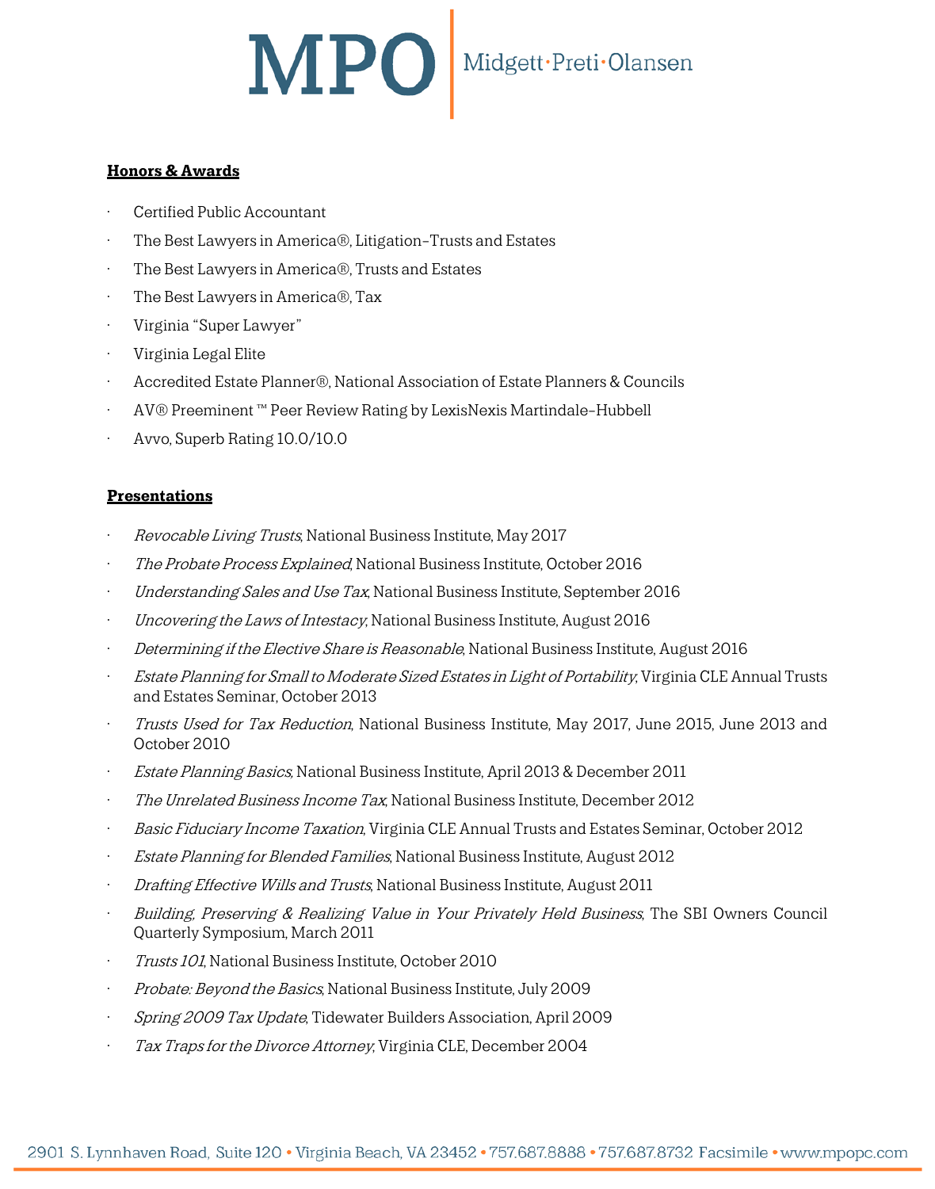**Honors & Awards**

- Certified Public Accountant
- The Best Lawyers in America®, Litigation–Trusts and Estates
- The Best Lawyers in America®, Trusts and Estates
- The Best Lawyers in America®, Tax
- Virginia "Super Lawyer"
- Virginia Legal Elite
- Accredited Estate Planner®, National Association of Estate Planners & Councils
- AV® Preeminent ™ Peer Review Rating by LexisNexis Martindale–Hubbell
- Avvo, Superb Rating 10.0/10.0

**Presentations**

- *Revocable Living Trusts*, National Business Institute, May 2017
- *The Probate Process Explained*, National Business Institute, October 2016
- *Understanding Sales and Use Tax*, National Business Institute, September 2016
- *Uncovering the Laws of Intestacy*, National Business Institute, August 2016
- *Determining if the Elective Share is Reasonable*, National Business Institute, August 2016
- *Estate Planning for Small to Moderate Sized Estates in Light of Portability*, Virginia CLE Annual Trusts and Estates Seminar, October 2013
- *Trusts Used for Tax Reduction*, National Business Institute, May 2017, June 2015, June 2013 and October 2010
- *Estate Planning Basics*, National Business Institute, April 2013 & December 2011
- *The Unrelated Business Income Tax*, National Business Institute, December 2012
- *Basic Fiduciary Income Taxation*, Virginia CLE Annual Trusts and Estates Seminar, October 2012
- *Estate Planning for Blended Families*, National Business Institute, August 2012
- *Drafting Effective Wills and Trusts*, National Business Institute, August 2011
- *Building, Preserving & Realizing Value in Your Privately Held Business*, The SBI Owners Council Quarterly Symposium, March 2011
- *Trusts 101*, National Business Institute, October 2010
- *Probate: Beyond the Basics*, National Business Institute, July 2009
- *Spring 2009 Tax Update*, Tidewater Builders Association, April 2009
- *Tax Traps for the Divorce Attorney*, Virginia CLE, December 2004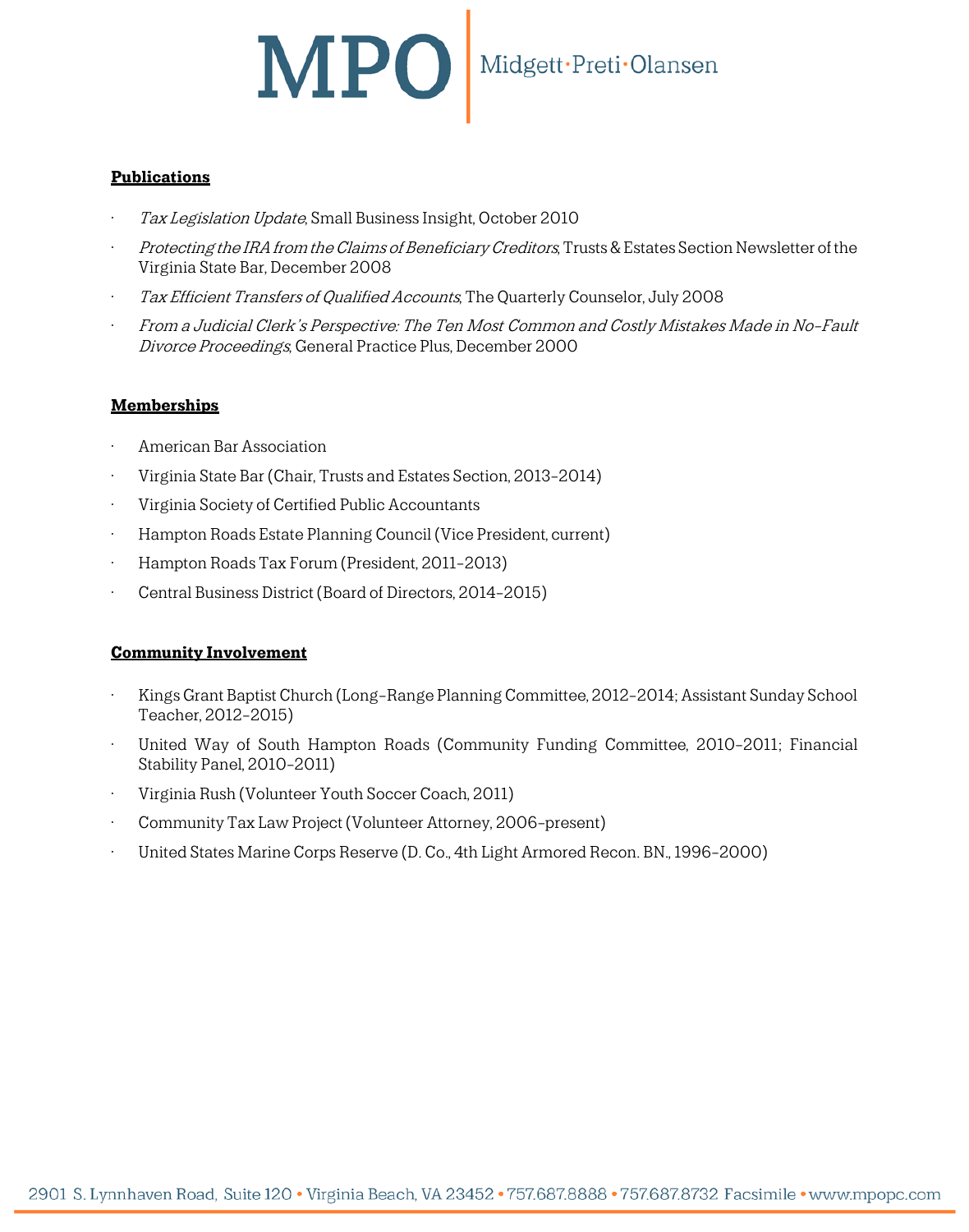## Publications

- *Tax Legislation Update*, Small Business Insight, October 2010
- *Protecting the IRA from the Claims of Beneficiary Creditors*, Trusts & Estates Section Newsletter of the Virginia State Bar, December 2008
- *Tax Efficient Transfers of Qualified Accounts*, The Quarterly Counselor, July 2008
- *From a Judicial Clerk's Perspective: The Ten Most Common and Costly Mistakes Made in No-Fault Divorce Proceedings*, General Practice Plus, December 2000

## Memberships

- American Bar Association
- Virginia State Bar (Chair, Trusts and Estates Section, 2013-2014)
- Virginia Society of Certified Public Accountants
- Hampton Roads Estate Planning Council (Vice President, current)
- Hampton Roads Tax Forum (President, 2011-2013)
- Central Business District (Board of Directors, 2014-2015)

## Community Involvement

- Kings Grant Baptist Church (Long-Range Planning Committee, 2012-2014; Assistant Sunday School Teacher, 2012-2015)
- United Way of South Hampton Roads (Community Funding Committee, 2010-2011; Financial Stability Panel, 2010-2011)
- Virginia Rush (Volunteer Youth Soccer Coach, 2011)
- Community Tax Law Project (Volunteer Attorney, 2006-present)
- United States Marine Corps Reserve (D. Co., 4th Light Armored Recon. BN., 1996-2000)